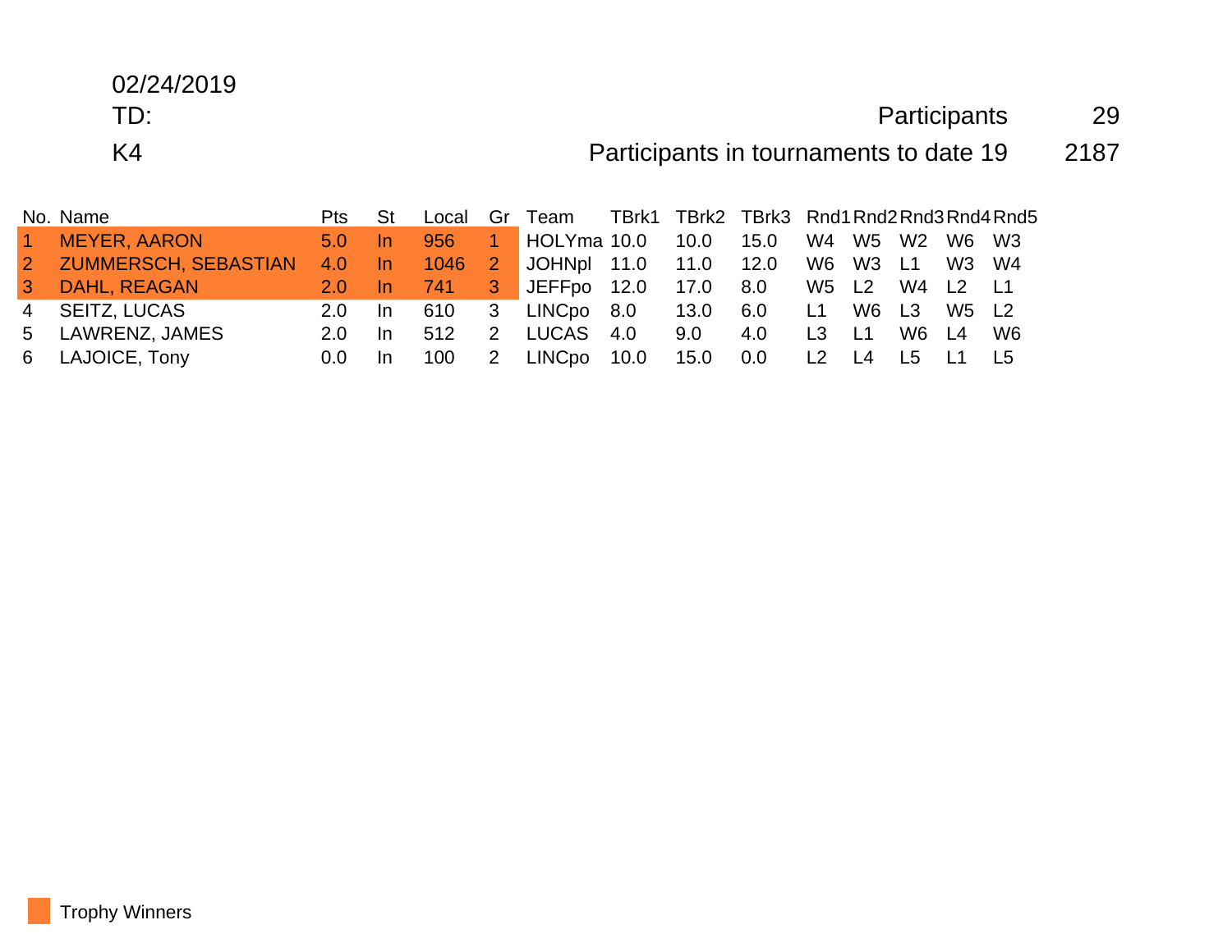02/24/2019

TD:

K4

Participants 29

Participants in tournaments to date 19 2187

| No. | Name | Pts | St | Local | Gr | Team | TBrk1 | TBrk2 | TBrk3 | Rnd1 | Rnd2 | Rnd3 | Rnd4 | Rnd5 |
|---|---|---|---|---|---|---|---|---|---|---|---|---|---|---|
| 1 | MEYER, AARON | 5.0 | In | 956 | 1 | HOLYma | 10.0 | 10.0 | 15.0 | W4 | W5 | W2 | W6 | W3 |
| 2 | ZUMMERSCH, SEBASTIAN | 4.0 | In | 1046 | 2 | JOHNpl | 11.0 | 11.0 | 12.0 | W6 | W3 | L1 | W3 | W4 |
| 3 | DAHL, REAGAN | 2.0 | In | 741 | 3 | JEFFpo | 12.0 | 17.0 | 8.0 | W5 | L2 | W4 | L2 | L1 |
| 4 | SEITZ, LUCAS | 2.0 | In | 610 | 3 | LINCpo | 8.0 | 13.0 | 6.0 | L1 | W6 | L3 | W5 | L2 |
| 5 | LAWRENZ, JAMES | 2.0 | In | 512 | 2 | LUCAS | 4.0 | 9.0 | 4.0 | L3 | L1 | W6 | L4 | W6 |
| 6 | LAJOICE, Tony | 0.0 | In | 100 | 2 | LINCpo | 10.0 | 15.0 | 0.0 | L2 | L4 | L5 | L1 | L5 |

Trophy Winners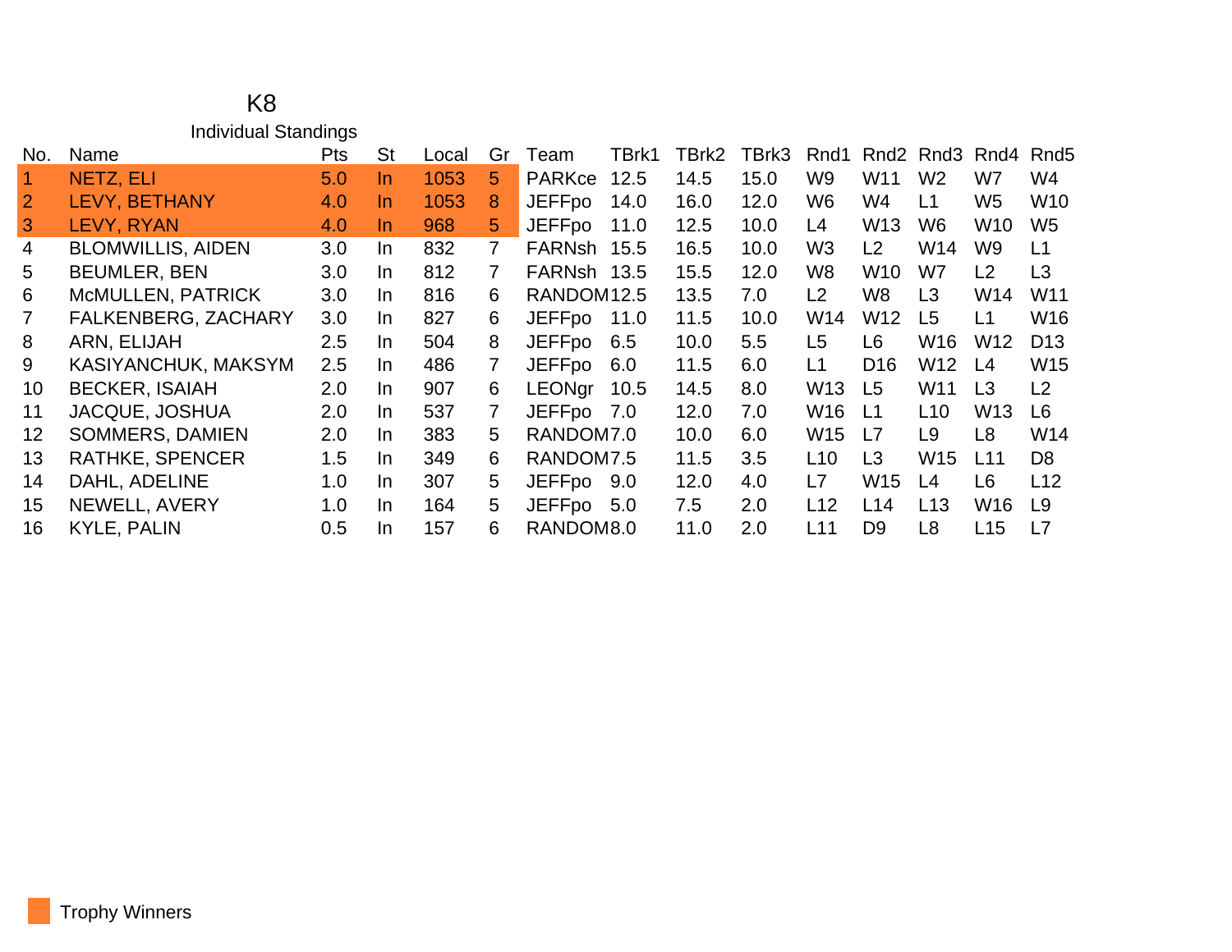# K8

## Individual Standings

| No. | Name | Pts | St | Local | Gr | Team | TBrk1 | TBrk2 | TBrk3 | Rnd1 | Rnd2 | Rnd3 | Rnd4 | Rnd5 |
|---|---|---|---|---|---|---|---|---|---|---|---|---|---|---|
| 1 | NETZ, ELI | 5.0 | In | 1053 | 5 | PARKce | 12.5 | 14.5 | 15.0 | W9 | W11 | W2 | W7 | W4 |
| 2 | LEVY, BETHANY | 4.0 | In | 1053 | 8 | JEFFpo | 14.0 | 16.0 | 12.0 | W6 | W4 | L1 | W5 | W10 |
| 3 | LEVY, RYAN | 4.0 | In | 968 | 5 | JEFFpo | 11.0 | 12.5 | 10.0 | L4 | W13 | W6 | W10 | W5 |
| 4 | BLOMWILLIS, AIDEN | 3.0 | In | 832 | 7 | FARNsh | 15.5 | 16.5 | 10.0 | W3 | L2 | W14 | W9 | L1 |
| 5 | BEUMLER, BEN | 3.0 | In | 812 | 7 | FARNsh | 13.5 | 15.5 | 12.0 | W8 | W10 | W7 | L2 | L3 |
| 6 | McMULLEN, PATRICK | 3.0 | In | 816 | 6 | RANDOM | 12.5 | 13.5 | 7.0 | L2 | W8 | L3 | W14 | W11 |
| 7 | FALKENBERG, ZACHARY | 3.0 | In | 827 | 6 | JEFFpo | 11.0 | 11.5 | 10.0 | W14 | W12 | L5 | L1 | W16 |
| 8 | ARN, ELIJAH | 2.5 | In | 504 | 8 | JEFFpo | 6.5 | 10.0 | 5.5 | L5 | L6 | W16 | W12 | D13 |
| 9 | KASIYANCHUK, MAKSYM | 2.5 | In | 486 | 7 | JEFFpo | 6.0 | 11.5 | 6.0 | L1 | D16 | W12 | L4 | W15 |
| 10 | BECKER, ISAIAH | 2.0 | In | 907 | 6 | LEONgr | 10.5 | 14.5 | 8.0 | W13 | L5 | W11 | L3 | L2 |
| 11 | JACQUE, JOSHUA | 2.0 | In | 537 | 7 | JEFFpo | 7.0 | 12.0 | 7.0 | W16 | L1 | L10 | W13 | L6 |
| 12 | SOMMERS, DAMIEN | 2.0 | In | 383 | 5 | RANDOM | 7.0 | 10.0 | 6.0 | W15 | L7 | L9 | L8 | W14 |
| 13 | RATHKE, SPENCER | 1.5 | In | 349 | 6 | RANDOM | 7.5 | 11.5 | 3.5 | L10 | L3 | W15 | L11 | D8 |
| 14 | DAHL, ADELINE | 1.0 | In | 307 | 5 | JEFFpo | 9.0 | 12.0 | 4.0 | L7 | W15 | L4 | L6 | L12 |
| 15 | NEWELL, AVERY | 1.0 | In | 164 | 5 | JEFFpo | 5.0 | 7.5 | 2.0 | L12 | L14 | L13 | W16 | L9 |
| 16 | KYLE, PALIN | 0.5 | In | 157 | 6 | RANDOM | 8.0 | 11.0 | 2.0 | L11 | D9 | L8 | L15 | L7 |

Trophy Winners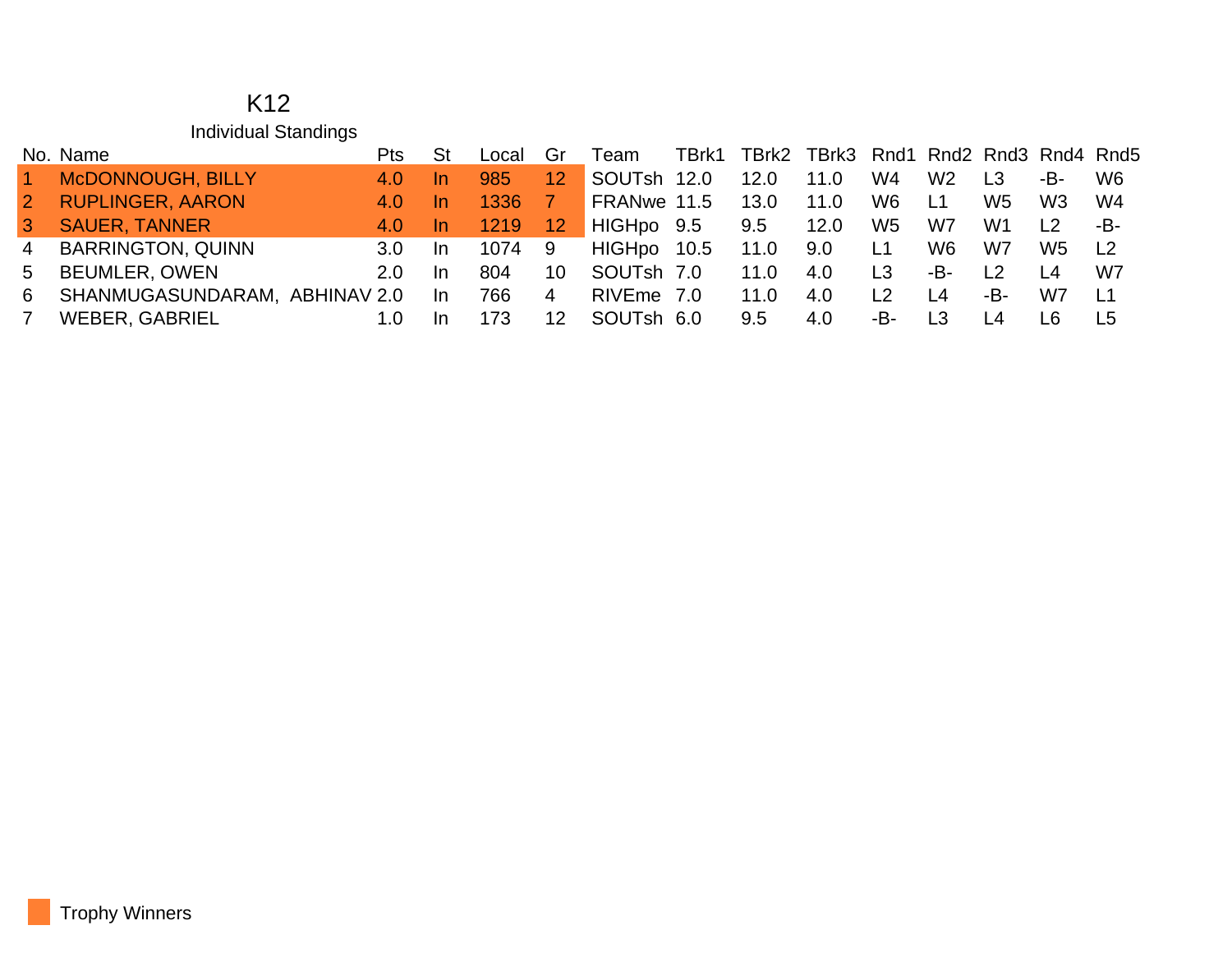# K12

## Individual Standings

| No. | Name | Pts | St | Local | Gr | Team | TBrk1 | TBrk2 | TBrk3 | Rnd1 | Rnd2 | Rnd3 | Rnd4 | Rnd5 |
|---|---|---|---|---|---|---|---|---|---|---|---|---|---|---|
| 1 | McDONNOUGH, BILLY | 4.0 | In | 985 | 12 | SOUTsh | 12.0 | 12.0 | 11.0 | W4 | W2 | L3 | -B- | W6 |
| 2 | RUPLINGER, AARON | 4.0 | In | 1336 | 7 | FRANwe | 11.5 | 13.0 | 11.0 | W6 | L1 | W5 | W3 | W4 |
| 3 | SAUER, TANNER | 4.0 | In | 1219 | 12 | HIGHpo | 9.5 | 9.5 | 12.0 | W5 | W7 | W1 | L2 | -B- |
| 4 | BARRINGTON, QUINN | 3.0 | In | 1074 | 9 | HIGHpo | 10.5 | 11.0 | 9.0 | L1 | W6 | W7 | W5 | L2 |
| 5 | BEUMLER, OWEN | 2.0 | In | 804 | 10 | SOUTsh | 7.0 | 11.0 | 4.0 | L3 | -B- | L2 | L4 | W7 |
| 6 | SHANMUGASUNDARAM, ABHINAV | 2.0 | In | 766 | 4 | RIVEme | 7.0 | 11.0 | 4.0 | L2 | L4 | -B- | W7 | L1 |
| 7 | WEBER, GABRIEL | 1.0 | In | 173 | 12 | SOUTsh | 6.0 | 9.5 | 4.0 | -B- | L3 | L4 | L6 | L5 |

Trophy Winners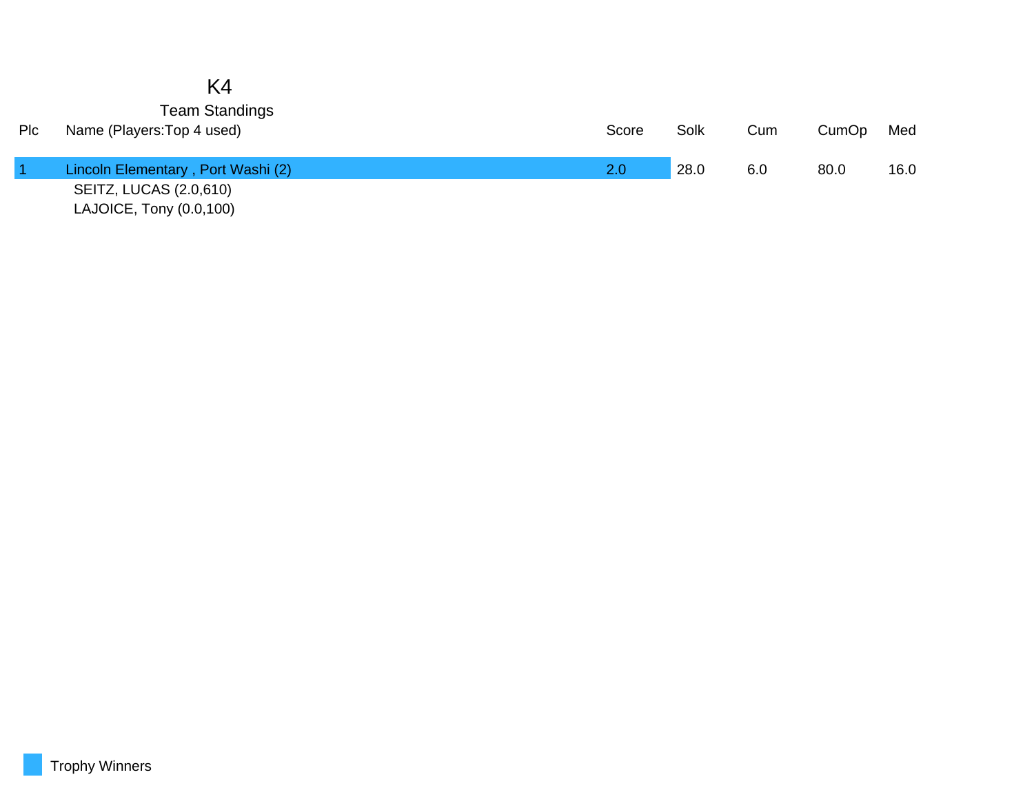# K4

## Team Standings

| Plc | Name (Players:Top 4 used) | Score | Solk | Cum | CumOp | Med |
|---|---|---|---|---|---|---|
| 1 | Lincoln Elementary , Port Washi (2) | 2.0 | 28.0 | 6.0 | 80.0 | 16.0 |
| | SEITZ, LUCAS (2.0,610) | | | | | |
| | LAJOICE, Tony (0.0,100) | | | | | |

Trophy Winners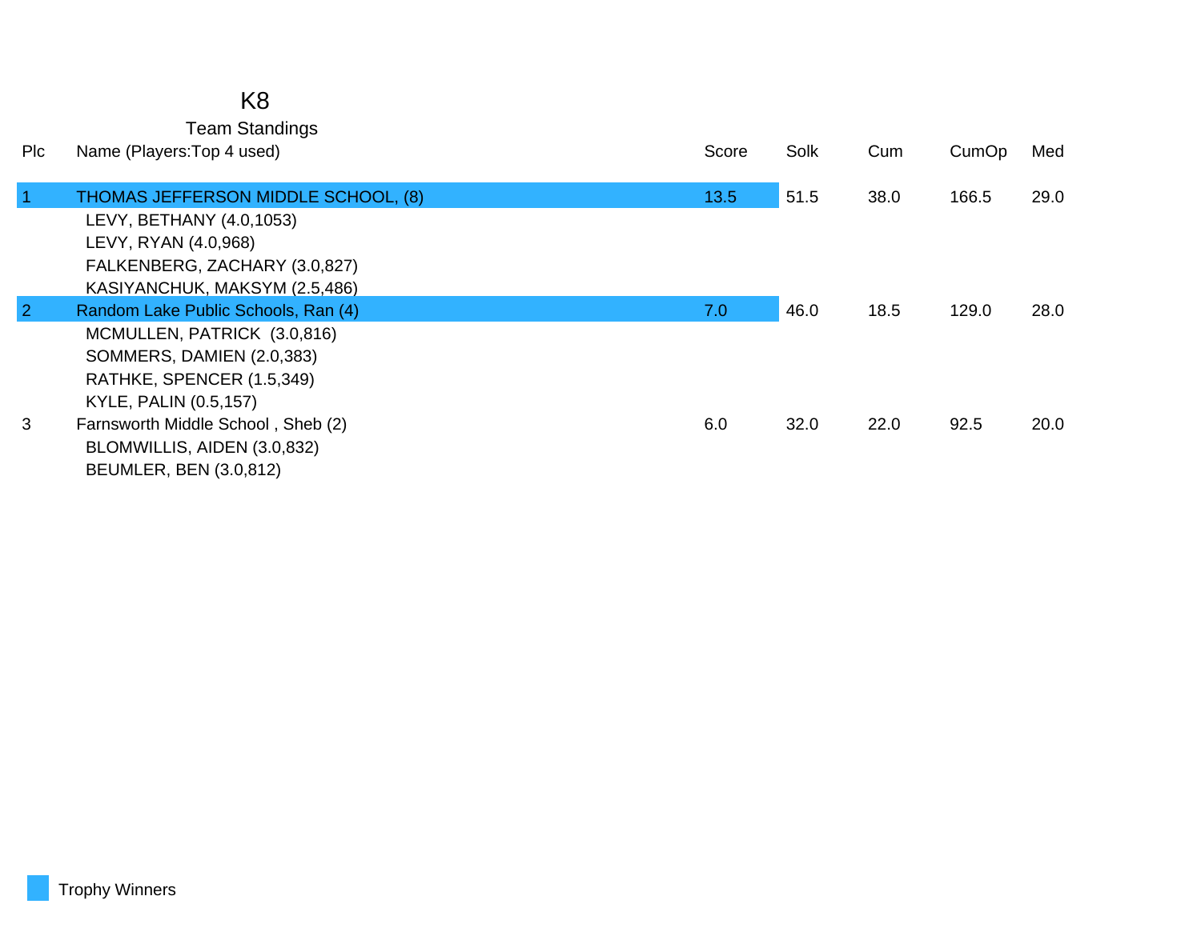# K8

## Team Standings

| Plc | Name (Players:Top 4 used) | Score | Solk | Cum | CumOp | Med |
|---|---|---|---|---|---|---|
| 1 | THOMAS JEFFERSON MIDDLE SCHOOL, (8) | 13.5 | 51.5 | 38.0 | 166.5 | 29.0 |
| | LEVY, BETHANY (4.0,1053) | | | | | |
| | LEVY, RYAN (4.0,968) | | | | | |
| | FALKENBERG, ZACHARY (3.0,827) | | | | | |
| | KASIYANCHUK, MAKSYM (2.5,486) | | | | | |
| 2 | Random Lake Public Schools, Ran (4) | 7.0 | 46.0 | 18.5 | 129.0 | 28.0 |
| | MCMULLEN, PATRICK (3.0,816) | | | | | |
| | SOMMERS, DAMIEN (2.0,383) | | | | | |
| | RATHKE, SPENCER (1.5,349) | | | | | |
| | KYLE, PALIN (0.5,157) | | | | | |
| 3 | Farnsworth Middle School , Sheb (2) | 6.0 | 32.0 | 22.0 | 92.5 | 20.0 |
| | BLOMWILLIS, AIDEN (3.0,832) | | | | | |
| | BEUMLER, BEN (3.0,812) | | | | | |

Trophy Winners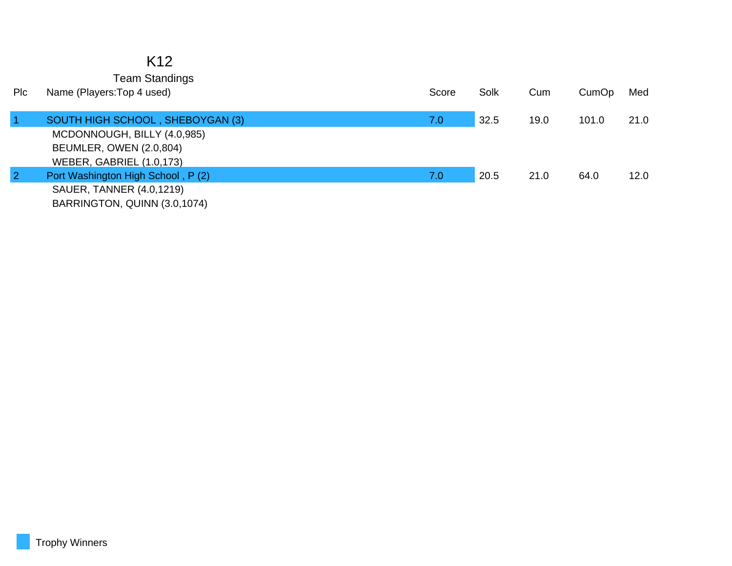# K12

## Team Standings

| Plc | Name (Players:Top 4 used) | Score | Solk | Cum | CumOp | Med |
|---|---|---|---|---|---|---|
| 1 | SOUTH HIGH SCHOOL , SHEBOYGAN (3) | 7.0 | 32.5 | 19.0 | 101.0 | 21.0 |
| | MCDONNOUGH, BILLY (4.0,985) | | | | | |
| | BEUMLER, OWEN (2.0,804) | | | | | |
| | WEBER, GABRIEL (1.0,173) | | | | | |
| 2 | Port Washington High School , P (2) | 7.0 | 20.5 | 21.0 | 64.0 | 12.0 |
| | SAUER, TANNER (4.0,1219) | | | | | |
| | BARRINGTON, QUINN (3.0,1074) | | | | | |

Trophy Winners